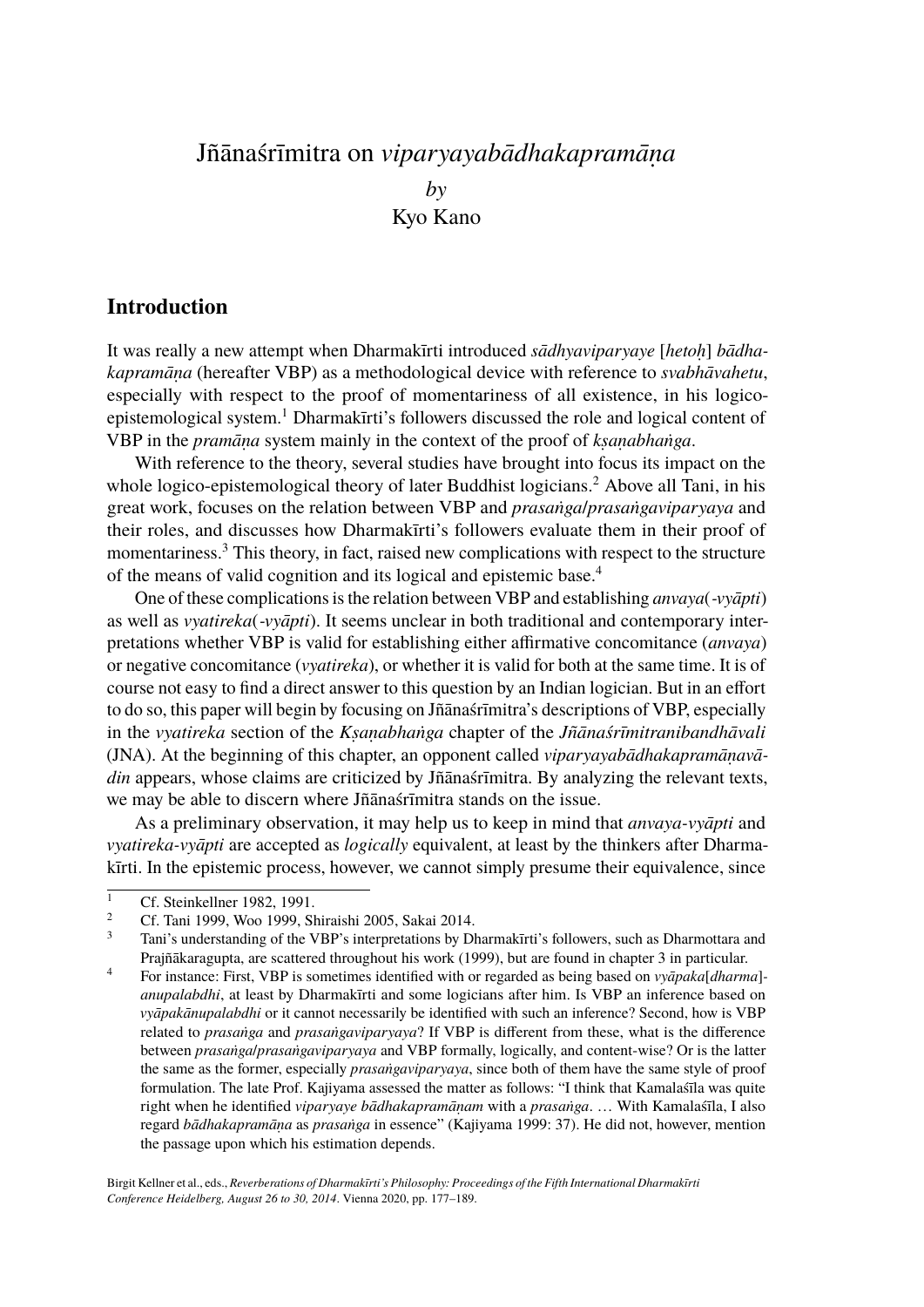# Jñānaśrīmitra on *viparyayabādhakapramāṇa*

*by*

Kyo Kano

## Introduction

It was really a new attempt when Dharmakīrti introduced *sādhyaviparyaye* [*hetoḥ*] *bādhakapramāṇa* (hereafter VBP) as a methodological device with reference to *svabhāvahetu*, especially with respect to the proof of momentariness of all existence, in his logico-epistemological system.[1] Dharmakīrti's followers discussed the role and logical content of VBP in the *pramāṇa* system mainly in the context of the proof of *kṣaṇabhaṅga*.

With reference to the theory, several studies have brought into focus its impact on the whole logico-epistemological theory of later Buddhist logicians.[2] Above all Tani, in his great work, focuses on the relation between VBP and *prasaṅga*/*prasaṅgaviparyaya* and their roles, and discusses how Dharmakīrti's followers evaluate them in their proof of momentariness.[3] This theory, in fact, raised new complications with respect to the structure of the means of valid cognition and its logical and epistemic base.[4]

One of these complications is the relation between VBP and establishing *anvaya*(*-vyāpti*) as well as *vyatireka*(*-vyāpti*). It seems unclear in both traditional and contemporary interpretations whether VBP is valid for establishing either affirmative concomitance (*anvaya*) or negative concomitance (*vyatireka*), or whether it is valid for both at the same time. It is of course not easy to find a direct answer to this question by an Indian logician. But in an effort to do so, this paper will begin by focusing on Jñānaśrīmitra's descriptions of VBP, especially in the *vyatireka* section of the *Kṣaṇabhaṅga* chapter of the *Jñānaśrīmitranibandhāvali* (JNA). At the beginning of this chapter, an opponent called *viparyayabādhakapramāṇavādin* appears, whose claims are criticized by Jñānaśrīmitra. By analyzing the relevant texts, we may be able to discern where Jñānaśrīmitra stands on the issue.

As a preliminary observation, it may help us to keep in mind that *anvaya-vyāpti* and *vyatireka-vyāpti* are accepted as *logically* equivalent, at least by the thinkers after Dharmakīrti. In the epistemic process, however, we cannot simply presume their equivalence, since

---

[1] Cf. Steinkellner 1982, 1991.

[2] Cf. Tani 1999, Woo 1999, Shiraishi 2005, Sakai 2014.

[3] Tani's understanding of the VBP's interpretations by Dharmakīrti's followers, such as Dharmottara and Prajñākaragupta, are scattered throughout his work (1999), but are found in chapter 3 in particular.

[4] For instance: First, VBP is sometimes identified with or regarded as being based on *vyāpaka*[*dharma*]-*anupalabdhi*, at least by Dharmakīrti and some logicians after him. Is VBP an inference based on *vyāpakānupalabdhi* or it cannot necessarily be identified with such an inference? Second, how is VBP related to *prasaṅga* and *prasaṅgaviparyaya*? If VBP is different from these, what is the difference between *prasaṅga*/*prasaṅgaviparyaya* and VBP formally, logically, and content-wise? Or is the latter the same as the former, especially *prasaṅgaviparyaya*, since both of them have the same style of proof formulation. The late Prof. Kajiyama assessed the matter as follows: "I think that Kamalaśīla was quite right when he identified *viparyaye bādhakapramāṇam* with a *prasaṅga*. … With Kamalaśīla, I also regard *bādhakapramāṇa* as *prasaṅga* in essence" (Kajiyama 1999: 37). He did not, however, mention the passage upon which his estimation depends.

Birgit Kellner et al., eds., *Reverberations of Dharmakīrti's Philosophy: Proceedings of the Fifth International Dharmakīrti Conference Heidelberg, August 26 to 30, 2014*. Vienna 2020, pp. 177–189.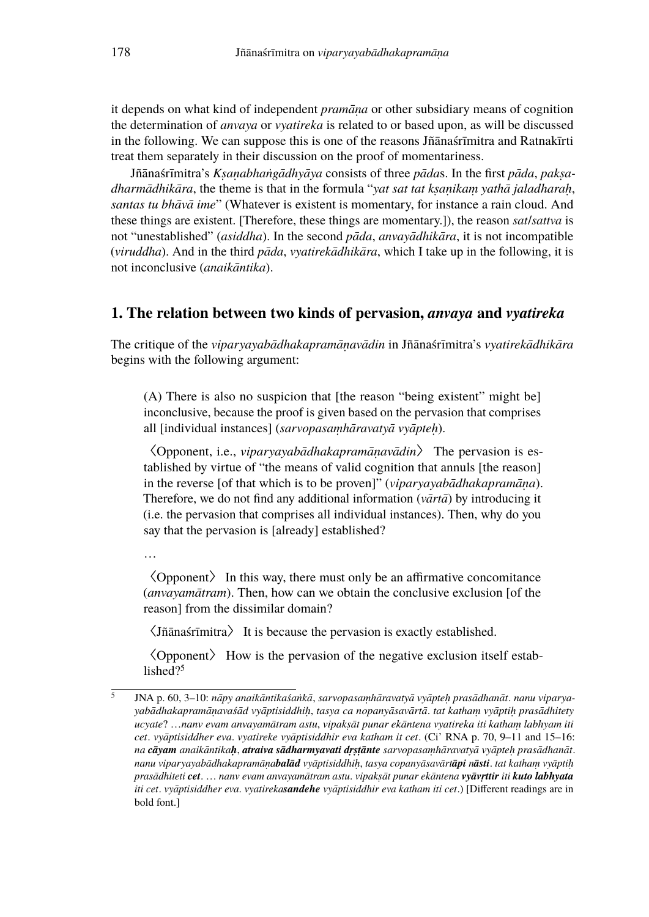it depends on what kind of independent *pramāṇa* or other subsidiary means of cognition the determination of *anvaya* or *vyatireka* is related to or based upon, as will be discussed in the following. We can suppose this is one of the reasons Jñānaśrīmitra and Ratnakīrti treat them separately in their discussion on the proof of momentariness.

Jñānaśrīmitra's *Kṣaṇabhaṅgādhyāya* consists of three *pāda*s. In the first *pāda*, *pakṣadharmādhikāra*, the theme is that in the formula "*yat sat tat kṣaṇikaṃ yathā jaladharaḥ, santas tu bhāvā ime*" (Whatever is existent is momentary, for instance a rain cloud. And these things are existent. [Therefore, these things are momentary.]), the reason *sat*/*sattva* is not "unestablished" (*asiddha*). In the second *pāda*, *anvayādhikāra*, it is not incompatible (*viruddha*). And in the third *pāda*, *vyatirekādhikāra*, which I take up in the following, it is not inconclusive (*anaikāntika*).

## 1. The relation between two kinds of pervasion, *anvaya* and *vyatireka*

The critique of the *viparyayabādhakapramāṇavādin* in Jñānaśrīmitra's *vyatirekādhikāra* begins with the following argument:

> (A) There is also no suspicion that [the reason "being existent" might be] inconclusive, because the proof is given based on the pervasion that comprises all [individual instances] (*sarvopasaṃhāravatyā vyāpteḥ*).
>
> 〈Opponent, i.e., *viparyayabādhakapramāṇavādin*〉 The pervasion is established by virtue of "the means of valid cognition that annuls [the reason] in the reverse [of that which is to be proven]" (*viparyayabādhakapramāṇa*). Therefore, we do not find any additional information (*vārtā*) by introducing it (i.e. the pervasion that comprises all individual instances). Then, why do you say that the pervasion is [already] established?
>
> …
>
> 〈Opponent〉 In this way, there must only be an affirmative concomitance (*anvayamātram*). Then, how can we obtain the conclusive exclusion [of the reason] from the dissimilar domain?
>
> 〈Jñānaśrīmitra〉 It is because the pervasion is exactly established.
>
> 〈Opponent〉 How is the pervasion of the negative exclusion itself established?[5]

[5] JNA p. 60, 3–10: *nāpy anaikāntikaśaṅkā, sarvopasaṃhāravatyā vyāpteḥ prasādhanāt. nanu viparyayabādhakapramāṇavaśād vyāptisiddhiḥ, tasya ca nopanyāsavārtā. tat kathaṃ vyāptiḥ prasādhitety ucyate? …nanv evam anvayamātram astu, vipakṣāt punar ekāntena vyatireka iti kathaṃ labhyam iti cet. vyāptisiddher eva. vyatireke vyāptisiddhir eva katham it cet*. (Ci' RNA p. 70, 9–11 and 15–16: *na **cāyam** anaikāntika**ḥ**, **atraiva sādharmyavati dṛṣṭānte** sarvopasaṃhāravatyā vyāpteḥ prasādhanāt. nanu viparyayabādhakapramāṇa**balād** vyāptisiddhiḥ, tasya copanyāsavārt**āpi** n**āsti**. tat kathaṃ vyāptiḥ prasādhiteti **cet**. … nanv evam anvayamātram astu. vipakṣāt punar ekāntena **vyāvṛttir** iti **kuto labhyata** iti cet. vyāptisiddher eva. vyatireka**sandehe** vyāptisiddhir eva katham iti cet*.) [Different readings are in bold font.]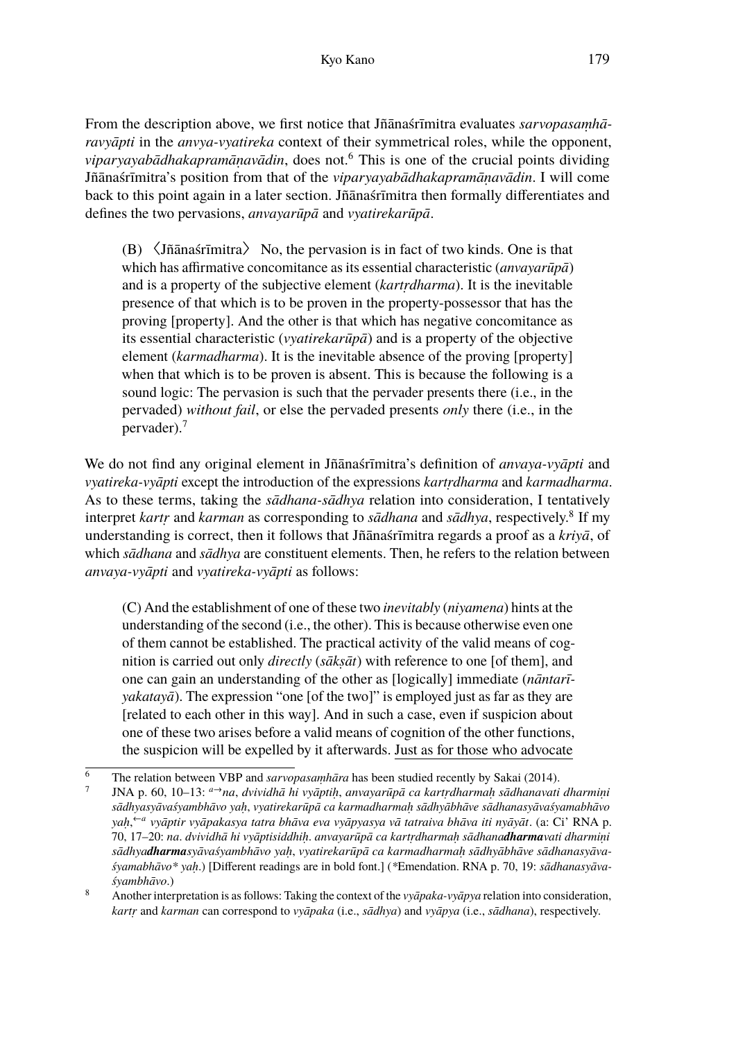From the description above, we first notice that Jñānaśrīmitra evaluates *sarvopasaṃhāravyāpti* in the *anvya-vyatireka* context of their symmetrical roles, while the opponent, *viparyayabādhakapramāṇavādin*, does not.[6] This is one of the crucial points dividing Jñānaśrīmitra's position from that of the *viparyayabādhakapramāṇavādin*. I will come back to this point again in a later section. Jñānaśrīmitra then formally differentiates and defines the two pervasions, *anvayarūpā* and *vyatirekarūpā*.

> (B) 〈Jñānaśrīmitra〉 No, the pervasion is in fact of two kinds. One is that which has affirmative concomitance as its essential characteristic (*anvayarūpā*) and is a property of the subjective element (*kartṛdharma*). It is the inevitable presence of that which is to be proven in the property-possessor that has the proving [property]. And the other is that which has negative concomitance as its essential characteristic (*vyatirekarūpā*) and is a property of the objective element (*karmadharma*). It is the inevitable absence of the proving [property] when that which is to be proven is absent. This is because the following is a sound logic: The pervasion is such that the pervader presents there (i.e., in the pervaded) *without fail*, or else the pervaded presents *only* there (i.e., in the pervader).[7]

We do not find any original element in Jñānaśrīmitra's definition of *anvaya-vyāpti* and *vyatireka-vyāpti* except the introduction of the expressions *kartṛdharma* and *karmadharma*. As to these terms, taking the *sādhana-sādhya* relation into consideration, I tentatively interpret *kartṛ* and *karman* as corresponding to *sādhana* and *sādhya*, respectively.[8] If my understanding is correct, then it follows that Jñānaśrīmitra regards a proof as a *kriyā*, of which *sādhana* and *sādhya* are constituent elements. Then, he refers to the relation between *anvaya-vyāpti* and *vyatireka-vyāpti* as follows:

> (C) And the establishment of one of these two *inevitably* (*niyamena*) hints at the understanding of the second (i.e., the other). This is because otherwise even one of them cannot be established. The practical activity of the valid means of cognition is carried out only *directly* (*sākṣāt*) with reference to one [of them], and one can gain an understanding of the other as [logically] immediate (*nāntarīyakatayā*). The expression "one [of the two]" is employed just as far as they are [related to each other in this way]. And in such a case, even if suspicion about one of these two arises before a valid means of cognition of the other functions, the suspicion will be expelled by it afterwards. <u>Just as for those who advocate</u>

---

[6] The relation between VBP and *sarvopasaṃhāra* has been studied recently by Sakai (2014).

[7] JNA p. 60, 10–13: $^{a\rightarrow}$*na, dvividhā hi vyāptiḥ, anvayarūpā ca kartṛdharmaḥ sādhanavati dharmiṇi sādhyasyāvaśyambhāvo yaḥ, vyatirekarūpā ca karmadharmaḥ sādhyābhāve sādhanasyāvaśyamabhāvo yaḥ,*$^{\leftarrow a}$ *vyāptir vyāpakasya tatra bhāva eva vyāpyasya vā tatraiva bhāva iti nyāyāt*. (a: Ci' RNA p. 70, 17–20: *na. dvividhā hi vyāptisiddhiḥ. anvayarūpā ca kartṛdharmaḥ sādhana**dharma**vati dharmiṇi sādhya**dharma**syāvaśyambhāvo yaḥ, vyatirekarūpā ca karmadharmaḥ sādhyābhāve sādhanasyāvaśyamabhāvo* yaḥ*.*) [Different readings are in bold font.] (*Emendation. RNA p. 70, 19: *sādhanasyāvaśyambhāvo*.)

[8] Another interpretation is as follows: Taking the context of the *vyāpaka-vyāpya* relation into consideration, *kartṛ* and *karman* can correspond to *vyāpaka* (i.e., *sādhya*) and *vyāpya* (i.e., *sādhana*), respectively.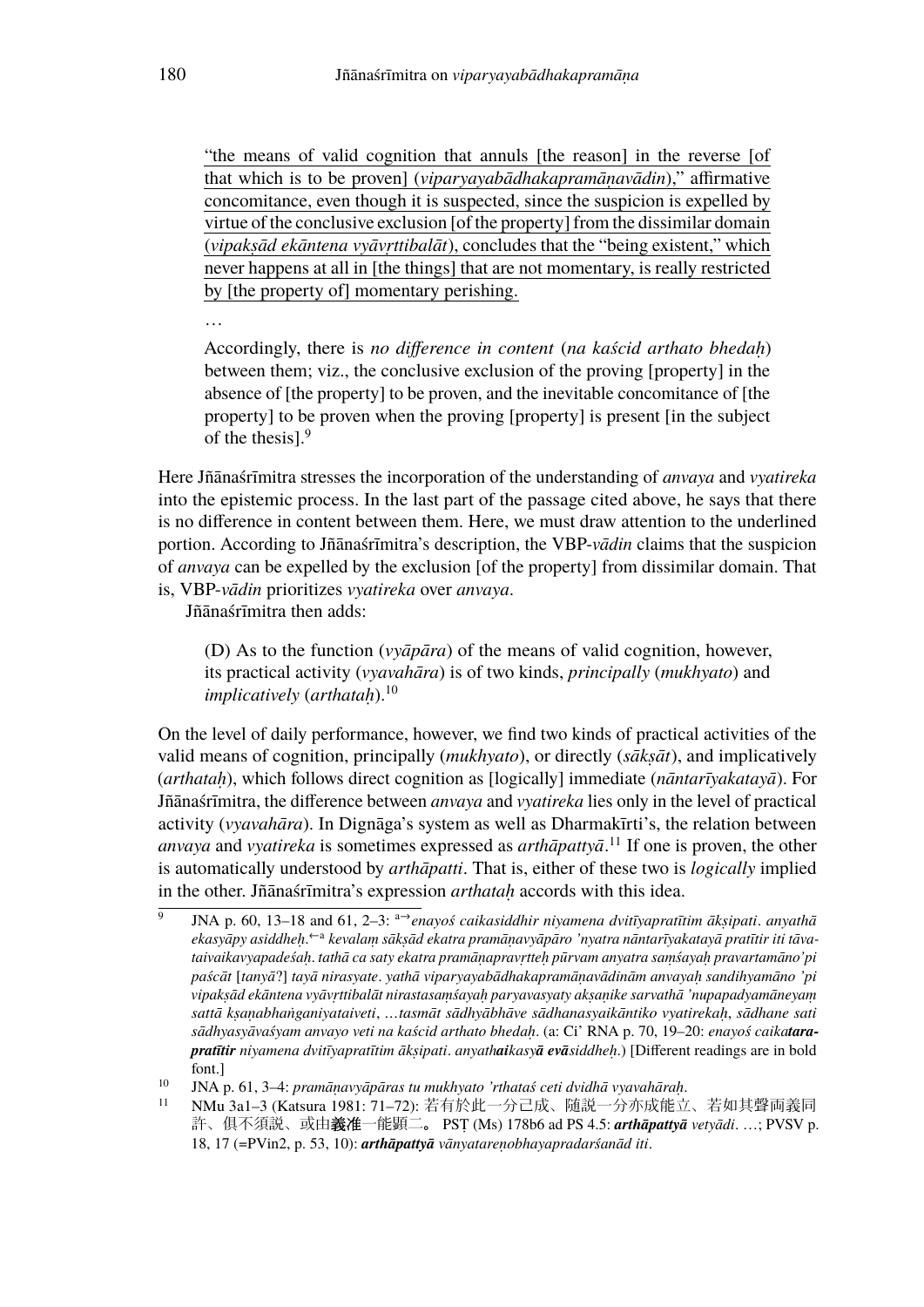> "the means of valid cognition that annuls [the reason] in the reverse [of that which is to be proven] (*viparyayabādhakapramāṇavādin*)," affirmative concomitance, even though it is suspected, since the suspicion is expelled by virtue of the conclusive exclusion [of the property] from the dissimilar domain (*vipakṣād ekāntena vyāvṛttibalāt*), concludes that the "being existent," which never happens at all in [the things] that are not momentary, is really restricted by [the property of] momentary perishing.
>
> …
>
> Accordingly, there is *no difference in content* (*na kaścid arthato bhedaḥ*) between them; viz., the conclusive exclusion of the proving [property] in the absence of [the property] to be proven, and the inevitable concomitance of [the property] to be proven when the proving [property] is present [in the subject of the thesis].[9]

Here Jñānaśrīmitra stresses the incorporation of the understanding of *anvaya* and *vyatireka* into the epistemic process. In the last part of the passage cited above, he says that there is no difference in content between them. Here, we must draw attention to the underlined portion. According to Jñānaśrīmitra's description, the VBP-*vādin* claims that the suspicion of *anvaya* can be expelled by the exclusion [of the property] from dissimilar domain. That is, VBP-*vādin* prioritizes *vyatireka* over *anvaya*.

Jñānaśrīmitra then adds:

> (D) As to the function (*vyāpāra*) of the means of valid cognition, however, its practical activity (*vyavahāra*) is of two kinds, *principally* (*mukhyato*) and *implicatively* (*arthataḥ*).[10]

On the level of daily performance, however, we find two kinds of practical activities of the valid means of cognition, principally (*mukhyato*), or directly (*sākṣāt*), and implicatively (*arthataḥ*), which follows direct cognition as [logically] immediate (*nāntarīyakatayā*). For Jñānaśrīmitra, the difference between *anvaya* and *vyatireka* lies only in the level of practical activity (*vyavahāra*). In Dignāga's system as well as Dharmakīrti's, the relation between *anvaya* and *vyatireka* is sometimes expressed as *arthāpattyā*.[11] If one is proven, the other is automatically understood by *arthāpatti*. That is, either of these two is *logically* implied in the other. Jñānaśrīmitra's expression *arthataḥ* accords with this idea.

---

[9] JNA p. 60, 13–18 and 61, 2–3: ᵃ→*enayoś caikasiddhir niyamena dvitīyapratītim ākṣipati. anyathā ekasyāpy asiddheḥ.*←ᵃ *kevalaṃ sākṣād ekatra pramāṇavyāpāro 'nyatra nāntarīyakatayā pratītir iti tāvataivaikavyapadeśaḥ. tathā ca saty ekatra pramāṇapravṛtteḥ pūrvam anyatra saṃśayaḥ pravartamāno'pi paścāt* [*tanyā*?] *tayā nirasyate. yathā viparyayabādhakapramāṇavādinām anvayaḥ sandihyamāno 'pi vipakṣād ekāntena vyāvṛttibalāt nirastasaṃśayaḥ paryavasyaty akṣaṇike sarvathā 'nupapadyamāneyaṃ sattā kṣaṇabhaṅganiyataiveti, …tasmāt sādhyābhāve sādhanasyaikāntiko vyatirekaḥ, sādhane sati sādhyasyāvaśyam anvayo veti na kaścid arthato bhedaḥ.* (a: Ci' RNA p. 70, 19–20: *enayoś caika**tara-pratītir*** *niyamena dvitīyapratītim ākṣipati. anyath**ai**kasy**ā** **evā**siddheḥ.*) [Different readings are in bold font.]

[10] JNA p. 61, 3–4: *pramāṇavyāpāras tu mukhyato 'rthataś ceti dvidhā vyavahāraḥ.*

[11] NMu 3a1–3 (Katsura 1981: 71–72): 若有於此一分己成、随説一分亦成能立、若如其聲両義同許、倶不須説、或由**義准**一能顕二。 PSṬ (Ms) 178b6 ad PS 4.5: ***arthāpattyā*** *vetyādi.* …; PVSV p. 18, 17 (=PVin2, p. 53, 10): ***arthāpattyā*** *vānyatareṇobhayapradarśanād iti.*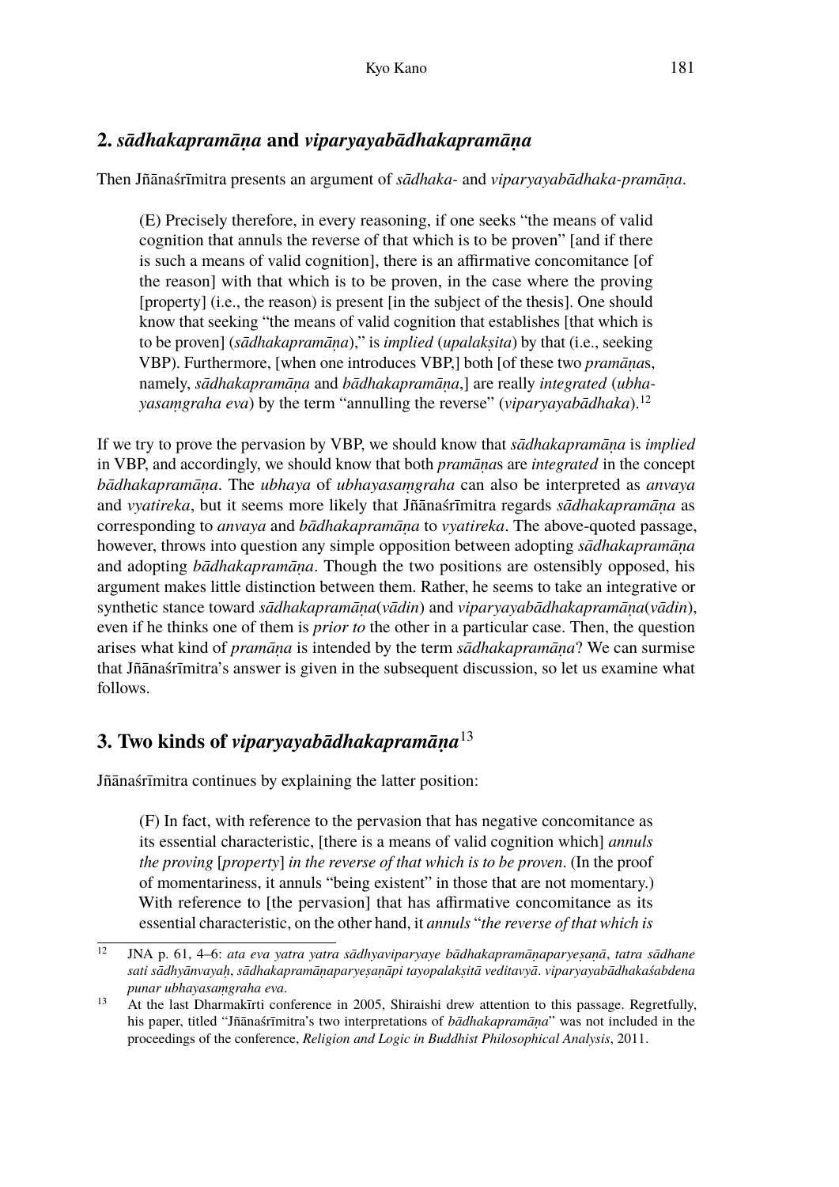## 2. *sādhakapramāṇa* and *viparyayabādhakapramāṇa*

Then Jñānaśrīmitra presents an argument of *sādhaka-* and *viparyayabādhaka-pramāṇa*.

> (E) Precisely therefore, in every reasoning, if one seeks "the means of valid cognition that annuls the reverse of that which is to be proven" [and if there is such a means of valid cognition], there is an affirmative concomitance [of the reason] with that which is to be proven, in the case where the proving [property] (i.e., the reason) is present [in the subject of the thesis]. One should know that seeking "the means of valid cognition that establishes [that which is to be proven] (*sādhakapramāṇa*)," is *implied* (*upalakṣita*) by that (i.e., seeking VBP). Furthermore, [when one introduces VBP,] both [of these two *pramāṇa*s, namely, *sādhakapramāṇa* and *bādhakapramāṇa*,] are really *integrated* (*ubhayasaṃgraha eva*) by the term "annulling the reverse" (*viparyayabādhaka*).[12]

If we try to prove the pervasion by VBP, we should know that *sādhakapramāṇa* is *implied* in VBP, and accordingly, we should know that both *pramāṇa*s are *integrated* in the concept *bādhakapramāṇa*. The *ubhaya* of *ubhayasaṃgraha* can also be interpreted as *anvaya* and *vyatireka*, but it seems more likely that Jñānaśrīmitra regards *sādhakapramāṇa* as corresponding to *anvaya* and *bādhakapramāṇa* to *vyatireka*. The above-quoted passage, however, throws into question any simple opposition between adopting *sādhakapramāṇa* and adopting *bādhakapramāṇa*. Though the two positions are ostensibly opposed, his argument makes little distinction between them. Rather, he seems to take an integrative or synthetic stance toward *sādhakapramāṇa*(*vādin*) and *viparyayabādhakapramāṇa*(*vādin*), even if he thinks one of them is *prior to* the other in a particular case. Then, the question arises what kind of *pramāṇa* is intended by the term *sādhakapramāṇa*? We can surmise that Jñānaśrīmitra's answer is given in the subsequent discussion, so let us examine what follows.

## 3. Two kinds of *viparyayabādhakapramāṇa*[13]

Jñānaśrīmitra continues by explaining the latter position:

> (F) In fact, with reference to the pervasion that has negative concomitance as its essential characteristic, [there is a means of valid cognition which] *annuls the proving* [*property*] *in the reverse of that which is to be proven*. (In the proof of momentariness, it annuls "being existent" in those that are not momentary.) With reference to [the pervasion] that has affirmative concomitance as its essential characteristic, on the other hand, it *annuls* "*the reverse of that which is*

---

[12] JNA p. 61, 4–6: *ata eva yatra yatra sādhyaviparyaye bādhakapramāṇaparyeṣaṇā, tatra sādhane sati sādhyānvayaḥ, sādhakapramāṇaparyeṣaṇāpi tayopalakṣitā veditavyā. viparyayabādhakaśabdena punar ubhayasaṃgraha eva*.

[13] At the last Dharmakīrti conference in 2005, Shiraishi drew attention to this passage. Regretfully, his paper, titled "Jñānaśrīmitra's two interpretations of *bādhakapramāṇa*" was not included in the proceedings of the conference, *Religion and Logic in Buddhist Philosophical Analysis*, 2011.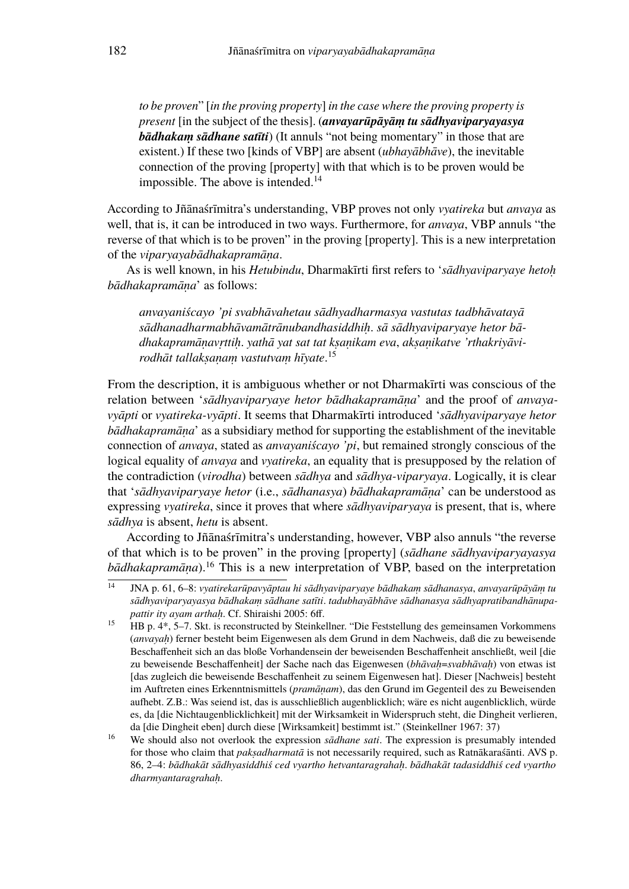*to be proven*" [*in the proving property*] *in the case where the proving property is present* [in the subject of the thesis]. (***anvayarūpāyāṃ tu sādhyaviparyayasya bādhakaṃ sādhane satīti***) (It annuls "not being momentary" in those that are existent.) If these two [kinds of VBP] are absent (*ubhayābhāve*), the inevitable connection of the proving [property] with that which is to be proven would be impossible. The above is intended.[14]

According to Jñānaśrīmitra's understanding, VBP proves not only *vyatireka* but *anvaya* as well, that is, it can be introduced in two ways. Furthermore, for *anvaya*, VBP annuls "the reverse of that which is to be proven" in the proving [property]. This is a new interpretation of the *viparyayabādhakapramāṇa*.

As is well known, in his *Hetubindu*, Dharmakīrti first refers to '*sādhyaviparyaye hetoḥ bādhakapramāṇa*' as follows:

> *anvayaniścayo 'pi svabhāvahetau sādhyadharmasya vastutas tadbhāvatayā sādhanadharmabhāvamātrānubandhasiddhiḥ. sā sādhyaviparyaye hetor bādhakapramāṇavṛttiḥ. yathā yat sat tat kṣaṇikam eva, akṣaṇikatve 'rthakriyāvirodhāt tallakṣaṇaṃ vastutvaṃ hīyate*.[15]

From the description, it is ambiguous whether or not Dharmakīrti was conscious of the relation between '*sādhyaviparyaye hetor bādhakapramāṇa*' and the proof of *anvaya-vyāpti* or *vyatireka-vyāpti*. It seems that Dharmakīrti introduced '*sādhyaviparyaye hetor bādhakapramāṇa*' as a subsidiary method for supporting the establishment of the inevitable connection of *anvaya*, stated as *anvayaniścayo 'pi*, but remained strongly conscious of the logical equality of *anvaya* and *vyatireka*, an equality that is presupposed by the relation of the contradiction (*virodha*) between *sādhya* and *sādhya-viparyaya*. Logically, it is clear that '*sādhyaviparyaye hetor* (i.e., *sādhanasya*) *bādhakapramāṇa*' can be understood as expressing *vyatireka*, since it proves that where *sādhyaviparyaya* is present, that is, where *sādhya* is absent, *hetu* is absent.

According to Jñānaśrīmitra's understanding, however, VBP also annuls "the reverse of that which is to be proven" in the proving [property] (*sādhane sādhyaviparyayasya bādhakapramāṇa*).[16] This is a new interpretation of VBP, based on the interpretation

---

[14] JNA p. 61, 6–8: *vyatirekarūpavyāptau hi sādhyaviparyaye bādhakaṃ sādhanasya, anvayarūpāyāṃ tu sādhyaviparyayasya bādhakaṃ sādhane satīti. tadubhayābhāve sādhanasya sādhyapratibandhānupapattir ity ayam arthaḥ*. Cf. Shiraishi 2005: 6ff.

[15] HB p. 4*, 5–7. Skt. is reconstructed by Steinkellner. "Die Feststellung des gemeinsamen Vorkommens (*anvayaḥ*) ferner besteht beim Eigenwesen als dem Grund in dem Nachweis, daß die zu beweisende Beschaffenheit sich an das bloße Vorhandensein der beweisenden Beschaffenheit anschließt, weil [die zu beweisende Beschaffenheit] der Sache nach das Eigenwesen (*bhāvaḥ*=*svabhāvaḥ*) von etwas ist [das zugleich die beweisende Beschaffenheit zu seinem Eigenwesen hat]. Dieser [Nachweis] besteht im Auftreten eines Erkenntnismittels (*pramāṇam*), das den Grund im Gegenteil des zu Beweisenden aufhebt. Z.B.: Was seiend ist, das is ausschließlich augenblicklich; wäre es nicht augenblicklich, würde es, da [die Nichtaugenblicklichkeit] mit der Wirksamkeit in Widerspruch steht, die Dingheit verlieren, da [die Dingheit eben] durch diese [Wirksamkeit] bestimmt ist." (Steinkellner 1967: 37)

[16] We should also not overlook the expression *sādhane sati*. The expression is presumably intended for those who claim that *pakṣadharmatā* is not necessarily required, such as Ratnākaraśānti. AVS p. 86, 2–4: *bādhakāt sādhyasiddhiś ced vyartho hetvantaragrahaḥ. bādhakāt tadasiddhiś ced vyartho dharmyantaragrahaḥ*.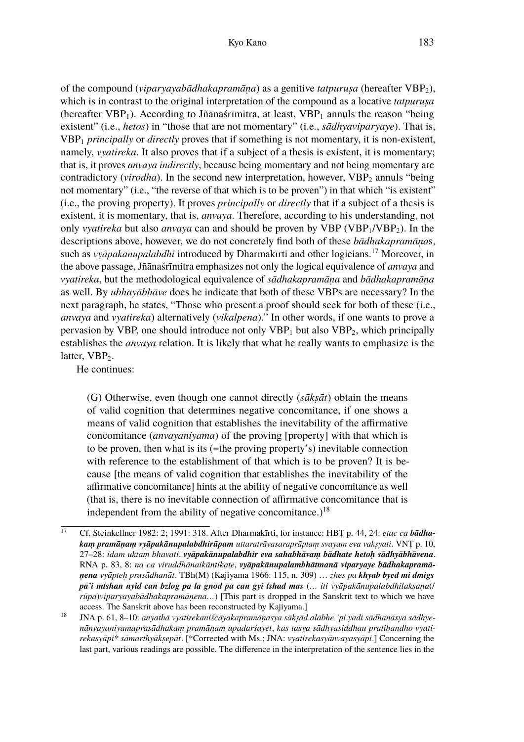of the compound (*viparyayabādhakapramāṇa*) as a genitive *tatpuruṣa* (hereafter $\text{VBP}_2$), which is in contrast to the original interpretation of the compound as a locative *tatpuruṣa* (hereafter $\text{VBP}_1$). According to Jñānaśrīmitra, at least, $\text{VBP}_1$ annuls the reason "being existent" (i.e., *hetos*) in "those that are not momentary" (i.e., *sādhyaviparyaye*). That is, $\text{VBP}_1$ *principally* or *directly* proves that if something is not momentary, it is non-existent, namely, *vyatireka*. It also proves that if a subject of a thesis is existent, it is momentary; that is, it proves *anvaya indirectly*, because being momentary and not being momentary are contradictory (*virodha*). In the second new interpretation, however, $\text{VBP}_2$ annuls "being not momentary" (i.e., "the reverse of that which is to be proven") in that which "is existent" (i.e., the proving property). It proves *principally* or *directly* that if a subject of a thesis is existent, it is momentary, that is, *anvaya*. Therefore, according to his understanding, not only *vyatireka* but also *anvaya* can and should be proven by VBP ($\text{VBP}_1$/$\text{VBP}_2$). In the descriptions above, however, we do not concretely find both of these *bādhakapramāṇa*s, such as *vyāpakānupalabdhi* introduced by Dharmakīrti and other logicians.[17] Moreover, in the above passage, Jñānaśrīmitra emphasizes not only the logical equivalence of *anvaya* and *vyatireka*, but the methodological equivalence of *sādhakapramāṇa* and *bādhakapramāṇa* as well. By *ubhayābhāve* does he indicate that both of these VBPs are necessary? In the next paragraph, he states, "Those who present a proof should seek for both of these (i.e., *anvaya* and *vyatireka*) alternatively (*vikalpena*)." In other words, if one wants to prove a pervasion by VBP, one should introduce not only $\text{VBP}_1$ but also $\text{VBP}_2$, which principally establishes the *anvaya* relation. It is likely that what he really wants to emphasize is the latter, $\text{VBP}_2$.

He continues:

> (G) Otherwise, even though one cannot directly (*sākṣāt*) obtain the means of valid cognition that determines negative concomitance, if one shows a means of valid cognition that establishes the inevitability of the affirmative concomitance (*anvayaniyama*) of the proving [property] with that which is to be proven, then what is its (=the proving property's) inevitable connection with reference to the establishment of that which is to be proven? It is because [the means of valid cognition that establishes the inevitability of the affirmative concomitance] hints at the ability of negative concomitance as well (that is, there is no inevitable connection of affirmative concomitance that is independent from the ability of negative concomitance.)[18]

---

[17] Cf. Steinkellner 1982: 2; 1991: 318. After Dharmakīrti, for instance: HBṬ p. 44, 24: *etac ca **bādhakaṃ pramāṇaṃ vyāpakānupalabdhirūpam** uttaratrāvasaraprāptaṃ svayam eva vakṣyati*. VNṬ p. 10, 27–28: *idam uktaṃ bhavati*. ***vyāpakānupalabdhir eva sahabhāvaṃ bādhate hetoḥ sādhyābhāvena***. RNA p. 83, 8: *na ca viruddhānaikāntikate*, ***vyāpakānupalambhātmanā viparyaye bādhakapramāṇena*** *vyāpteḥ prasādhanāt*. TBh(M) (Kajiyama 1966: 115, n. 309) … *zhes pa **khyab byed mi dmigs pa'i mtshan nyid can bzlog pa la gnod pa can gyi tshad mas*** (… *iti vyāpakānupalabdhilakṣaṇa(/rūpa)viparyayabādhakapramāṇena*…) [This part is dropped in the Sanskrit text to which we have access. The Sanskrit above has been reconstructed by Kajiyama.]

[18] JNA p. 61, 8–10: *anyathā vyatirekaniścāyakapramāṇasya sākṣād alābhe 'pi yadi sādhanasya sādhyenānvayaniyamaprasādhakaṃ pramāṇam upadarśayet*, *kas tasya sādhyasiddhau pratibandho vyatirekasyāpi* sāmarthyākṣepāt*. [*Corrected with Ms.; JNA: *vyatirekasyānvayasyāpi*.] Concerning the last part, various readings are possible. The difference in the interpretation of the sentence lies in the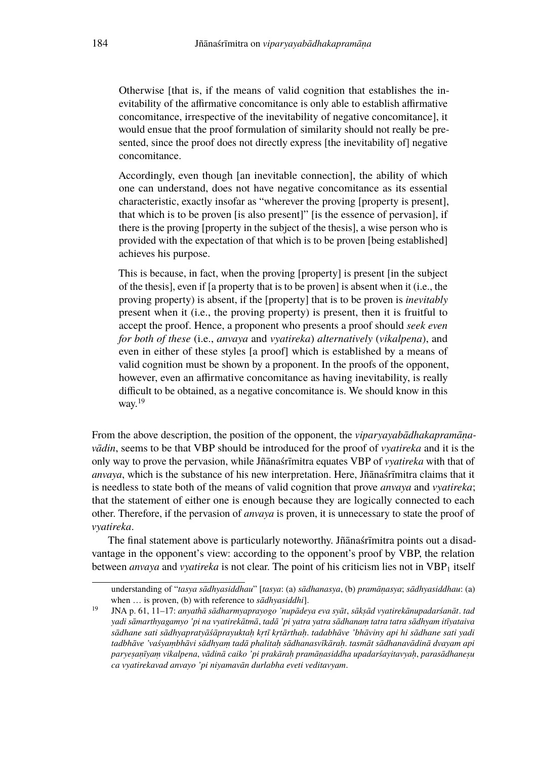Otherwise [that is, if the means of valid cognition that establishes the inevitability of the affirmative concomitance is only able to establish affirmative concomitance, irrespective of the inevitability of negative concomitance], it would ensue that the proof formulation of similarity should not really be presented, since the proof does not directly express [the inevitability of] negative concomitance.

Accordingly, even though [an inevitable connection], the ability of which one can understand, does not have negative concomitance as its essential characteristic, exactly insofar as "wherever the proving [property is present], that which is to be proven [is also present]" [is the essence of pervasion], if there is the proving [property in the subject of the thesis], a wise person who is provided with the expectation of that which is to be proven [being established] achieves his purpose.

This is because, in fact, when the proving [property] is present [in the subject of the thesis], even if [a property that is to be proven] is absent when it (i.e., the proving property) is absent, if the [property] that is to be proven is *inevitably* present when it (i.e., the proving property) is present, then it is fruitful to accept the proof. Hence, a proponent who presents a proof should *seek even for both of these* (i.e., *anvaya* and *vyatireka*) *alternatively* (*vikalpena*), and even in either of these styles [a proof] which is established by a means of valid cognition must be shown by a proponent. In the proofs of the opponent, however, even an affirmative concomitance as having inevitability, is really difficult to be obtained, as a negative concomitance is. We should know in this way.[19]

From the above description, the position of the opponent, the *viparyayabādhakapramāṇavādin*, seems to be that VBP should be introduced for the proof of *vyatireka* and it is the only way to prove the pervasion, while Jñānaśrīmitra equates VBP of *vyatireka* with that of *anvaya*, which is the substance of his new interpretation. Here, Jñānaśrīmitra claims that it is needless to state both of the means of valid cognition that prove *anvaya* and *vyatireka*; that the statement of either one is enough because they are logically connected to each other. Therefore, if the pervasion of *anvaya* is proven, it is unnecessary to state the proof of *vyatireka*.

The final statement above is particularly noteworthy. Jñānaśrīmitra points out a disadvantage in the opponent's view: according to the opponent's proof by VBP, the relation between *anvaya* and *vyatireka* is not clear. The point of his criticism lies not in $\text{VBP}_1$ itself

---

understanding of "*tasya sādhyasiddhau*" [*tasya*: (a) *sādhanasya*, (b) *pramāṇasya*; *sādhyasiddhau*: (a) when … is proven, (b) with reference to *sādhyasiddhi*].

[19] JNA p. 61, 11–17: *anyathā sādharmyaprayogo 'nupādeya eva syāt, sākṣād vyatirekānupadarśanāt. tad yadi sāmarthyagamyo 'pi na vyatirekātmā, tadā 'pi yatra yatra sādhanaṃ tatra tatra sādhyam itīyataiva sādhane sati sādhyapratyāśāprayuktaḥ kṛtī kṛtārthaḥ. tadabhāve 'bhāviny api hi sādhane sati yadi tadbhāve 'vaśyaṃbhāvi sādhyaṃ tadā phalitaḥ sādhanasvīkāraḥ. tasmāt sādhanavādinā dvayam api paryeṣaṇīyaṃ vikalpena, vādinā caiko 'pi prakāraḥ pramāṇasiddha upadarśayitavyaḥ, parasādhaneṣu ca vyatirekavad anvayo 'pi niyamavān durlabha eveti veditavyam*.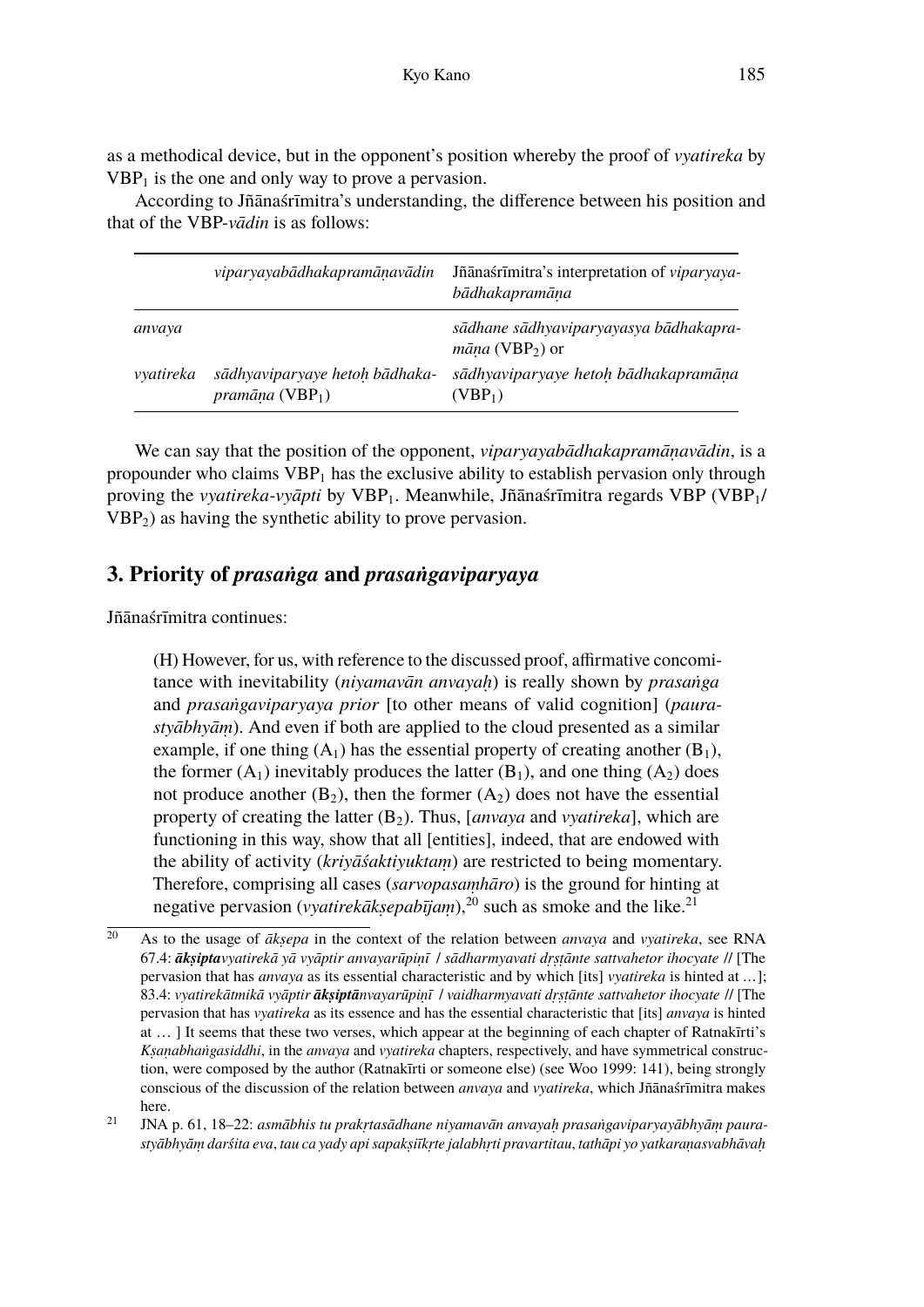as a methodical device, but in the opponent's position whereby the proof of *vyatireka* by $VBP_1$ is the one and only way to prove a pervasion.

According to Jñānaśrīmitra's understanding, the difference between his position and that of the VBP-*vādin* is as follows:

| | *viparyayabādhakapramāṇavādin* | Jñānaśrīmitra's interpretation of *viparyayabādhakapramāṇa* |
|---|---|---|
| *anvaya* | | *sādhane sādhyaviparyayasya bādhakapramāṇa* ($VBP_2$) or |
| *vyatireka* | *sādhyaviparyaye hetoḥ bādhakapramāṇa* ($VBP_1$) | *sādhyaviparyaye hetoḥ bādhakapramāṇa* ($VBP_1$) |

We can say that the position of the opponent, *viparyayabādhakapramāṇavādin*, is a propounder who claims $VBP_1$ has the exclusive ability to establish pervasion only through proving the *vyatireka-vyāpti* by $VBP_1$. Meanwhile, Jñānaśrīmitra regards VBP ($VBP_1$/$VBP_2$) as having the synthetic ability to prove pervasion.

## 3. Priority of *prasaṅga* and *prasaṅgaviparyaya*

Jñānaśrīmitra continues:

> (H) However, for us, with reference to the discussed proof, affirmative concomitance with inevitability (*niyamavān anvayaḥ*) is really shown by *prasaṅga* and *prasaṅgaviparyaya prior* [to other means of valid cognition] (*paurastyābhyāṃ*). And even if both are applied to the cloud presented as a similar example, if one thing ($A_1$) has the essential property of creating another ($B_1$), the former ($A_1$) inevitably produces the latter ($B_1$), and one thing ($A_2$) does not produce another ($B_2$), then the former ($A_2$) does not have the essential property of creating the latter ($B_2$). Thus, [*anvaya* and *vyatireka*], which are functioning in this way, show that all [entities], indeed, that are endowed with the ability of activity (*kriyāśaktiyuktaṃ*) are restricted to being momentary. Therefore, comprising all cases (*sarvopasaṃhāro*) is the ground for hinting at negative pervasion (*vyatirekākṣepabījaṃ*),[20] such as smoke and the like.[21]

---

[20] As to the usage of *ākṣepa* in the context of the relation between *anvaya* and *vyatireka*, see RNA 67.4: ***ākṣipta****vyatirekā yā vyāptir anvayarūpiṇī / sādharmyavati dṛṣṭānte sattvahetor ihocyate* // [The pervasion that has *anvaya* as its essential characteristic and by which [its] *vyatireka* is hinted at …]; 83.4: *vyatirekātmikā vyāptir* ***ākṣiptā****nvayarūpiṇī / vaidharmyavati dṛṣṭānte sattvahetor ihocyate* // [The pervasion that has *vyatireka* as its essence and has the essential characteristic that [its] *anvaya* is hinted at … ] It seems that these two verses, which appear at the beginning of each chapter of Ratnakīrti's *Kṣaṇabhaṅgasiddhi*, in the *anvaya* and *vyatireka* chapters, respectively, and have symmetrical construction, were composed by the author (Ratnakīrti or someone else) (see Woo 1999: 141), being strongly conscious of the discussion of the relation between *anvaya* and *vyatireka*, which Jñānaśrīmitra makes here.

[21] JNA p. 61, 18–22: *asmābhis tu prakṛtasādhane niyamavān anvayaḥ prasaṅgaviparyayābhyāṃ paurastyābhyāṃ darśita eva, tau ca yady api sapakṣīkṛte jalabhṛti pravartitau, tathāpi yo yatkaraṇasvabhāvaḥ*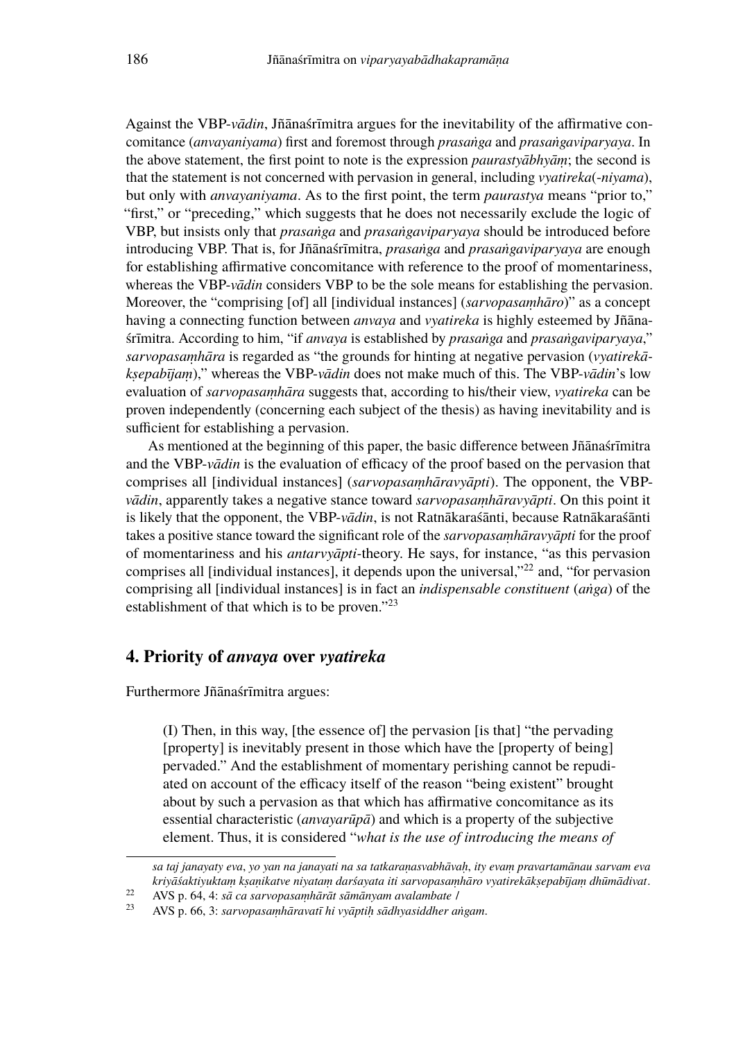Against the VBP-*vādin*, Jñānaśrīmitra argues for the inevitability of the affirmative concomitance (*anvayaniyama*) first and foremost through *prasaṅga* and *prasaṅgaviparyaya*. In the above statement, the first point to note is the expression *paurastyābhyāṃ*; the second is that the statement is not concerned with pervasion in general, including *vyatireka*(*-niyama*), but only with *anvayaniyama*. As to the first point, the term *paurastya* means "prior to," "first," or "preceding," which suggests that he does not necessarily exclude the logic of VBP, but insists only that *prasaṅga* and *prasaṅgaviparyaya* should be introduced before introducing VBP. That is, for Jñānaśrīmitra, *prasaṅga* and *prasaṅgaviparyaya* are enough for establishing affirmative concomitance with reference to the proof of momentariness, whereas the VBP-*vādin* considers VBP to be the sole means for establishing the pervasion. Moreover, the "comprising [of] all [individual instances] (*sarvopasaṃhāro*)" as a concept having a connecting function between *anvaya* and *vyatireka* is highly esteemed by Jñānaśrīmitra. According to him, "if *anvaya* is established by *prasaṅga* and *prasaṅgaviparyaya*," *sarvopasaṃhāra* is regarded as "the grounds for hinting at negative pervasion (*vyatirekākṣepabījaṃ*)," whereas the VBP-*vādin* does not make much of this. The VBP-*vādin*'s low evaluation of *sarvopasaṃhāra* suggests that, according to his/their view, *vyatireka* can be proven independently (concerning each subject of the thesis) as having inevitability and is sufficient for establishing a pervasion.

As mentioned at the beginning of this paper, the basic difference between Jñānaśrīmitra and the VBP-*vādin* is the evaluation of efficacy of the proof based on the pervasion that comprises all [individual instances] (*sarvopasaṃhāravyāpti*). The opponent, the VBP-*vādin*, apparently takes a negative stance toward *sarvopasaṃhāravyāpti*. On this point it is likely that the opponent, the VBP-*vādin*, is not Ratnākaraśānti, because Ratnākaraśānti takes a positive stance toward the significant role of the *sarvopasaṃhāravyāpti* for the proof of momentariness and his *antarvyāpti*-theory. He says, for instance, "as this pervasion comprises all [individual instances], it depends upon the universal,"[22] and, "for pervasion comprising all [individual instances] is in fact an *indispensable constituent* (*aṅga*) of the establishment of that which is to be proven."[23]

## 4. Priority of *anvaya* over *vyatireka*

Furthermore Jñānaśrīmitra argues:

> (I) Then, in this way, [the essence of] the pervasion [is that] "the pervading [property] is inevitably present in those which have the [property of being] pervaded." And the establishment of momentary perishing cannot be repudiated on account of the efficacy itself of the reason "being existent" brought about by such a pervasion as that which has affirmative concomitance as its essential characteristic (*anvayarūpā*) and which is a property of the subjective element. Thus, it is considered "*what is the use of introducing the means of*

---

*sa taj janayaty eva, yo yan na janayati na sa tatkaraṇasvabhāvaḥ, ity evaṃ pravartamānau sarvam eva kriyāśaktiyuktaṃ kṣaṇikatve niyataṃ darśayata iti sarvopasaṃhāro vyatirekākṣepabījaṃ dhūmādivat.*

[22] AVS p. 64, 4: *sā ca sarvopasaṃhārāt sāmānyam avalambate* /

[23] AVS p. 66, 3: *sarvopasaṃhāravatī hi vyāptiḥ sādhyasiddher aṅgam.*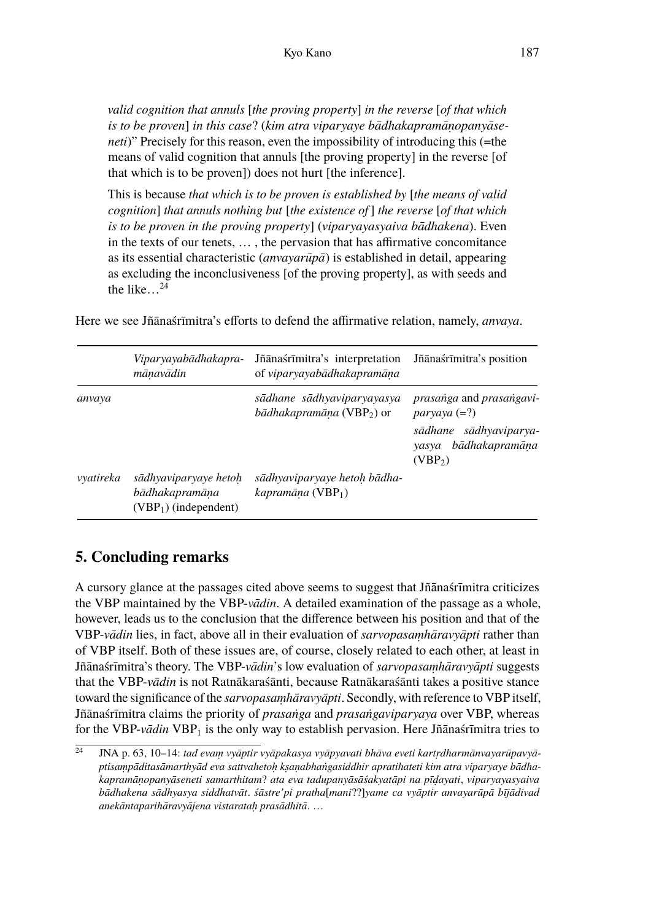*valid cognition that annuls* [*the proving property*] *in the reverse* [*of that which is to be proven*] *in this case*? (*kim atra viparyaye bādhakapramāṇopanyāseneti*)" Precisely for this reason, even the impossibility of introducing this (=the means of valid cognition that annuls [the proving property] in the reverse [of that which is to be proven]) does not hurt [the inference].

This is because *that which is to be proven is established by* [*the means of valid cognition*] *that annuls nothing but* [*the existence of* ] *the reverse* [*of that which is to be proven in the proving property*] (*viparyayasyaiva bādhakena*). Even in the texts of our tenets, … , the pervasion that has affirmative concomitance as its essential characteristic (*anvayarūpā*) is established in detail, appearing as excluding the inconclusiveness [of the proving property], as with seeds and the like…[24]

Here we see Jñānaśrīmitra's efforts to defend the affirmative relation, namely, *anvaya*.

| | *Viparyayabādhakapramāṇavādin* | Jñānaśrīmitra's interpretation of *viparyayabādhakapramāṇa* | Jñānaśrīmitra's position |
|---|---|---|---|
| *anvaya* | | *sādhane sādhyaviparyayasya bādhakapramāṇa* ($VBP_2$) or | *prasaṅga* and *prasaṅgaviparyaya* (=?) *sādhane sādhyaviparyayasya bādhakapramāṇa* ($VBP_2$) |
| *vyatireka* | *sādhyaviparyaye hetoḥ bādhakapramāṇa* ($VBP_1$) (independent) | *sādhyaviparyaye hetoḥ bādhakapramāṇa* ($VBP_1$) | |

## 5. Concluding remarks

A cursory glance at the passages cited above seems to suggest that Jñānaśrīmitra criticizes the VBP maintained by the VBP-*vādin*. A detailed examination of the passage as a whole, however, leads us to the conclusion that the difference between his position and that of the VBP-*vādin* lies, in fact, above all in their evaluation of *sarvopasaṃhāravyāpti* rather than of VBP itself. Both of these issues are, of course, closely related to each other, at least in Jñānaśrīmitra's theory. The VBP-*vādin*'s low evaluation of *sarvopasaṃhāravyāpti* suggests that the VBP-*vādin* is not Ratnākaraśānti, because Ratnākaraśānti takes a positive stance toward the significance of the *sarvopasaṃhāravyāpti*. Secondly, with reference to VBP itself, Jñānaśrīmitra claims the priority of *prasaṅga* and *prasaṅgaviparyaya* over VBP, whereas for the VBP-*vādin* $VBP_1$ is the only way to establish pervasion. Here Jñānaśrīmitra tries to

[24] JNA p. 63, 10–14: *tad evaṃ vyāptir vyāpakasya vyāpyavati bhāva eveti kartṛdharmānvayarūpavyāptisampāditasāmarthyād eva sattvahetoḥ kṣaṇabhaṅgasiddhir apratihateti kim atra viparyaye bādhakapramāṇopanyāseneti samarthitam*? *ata eva tadupanyāsāśakyatāpi na pīḍayati*, *viparyayasyaiva bādhakena sādhyasya siddhatvāt*. *śāstre'pi pratha*[*mani*??]*yame ca vyāptir anvayarūpā bījādivad anekāntaparihāravyājena vistarataḥ prasādhitā*. …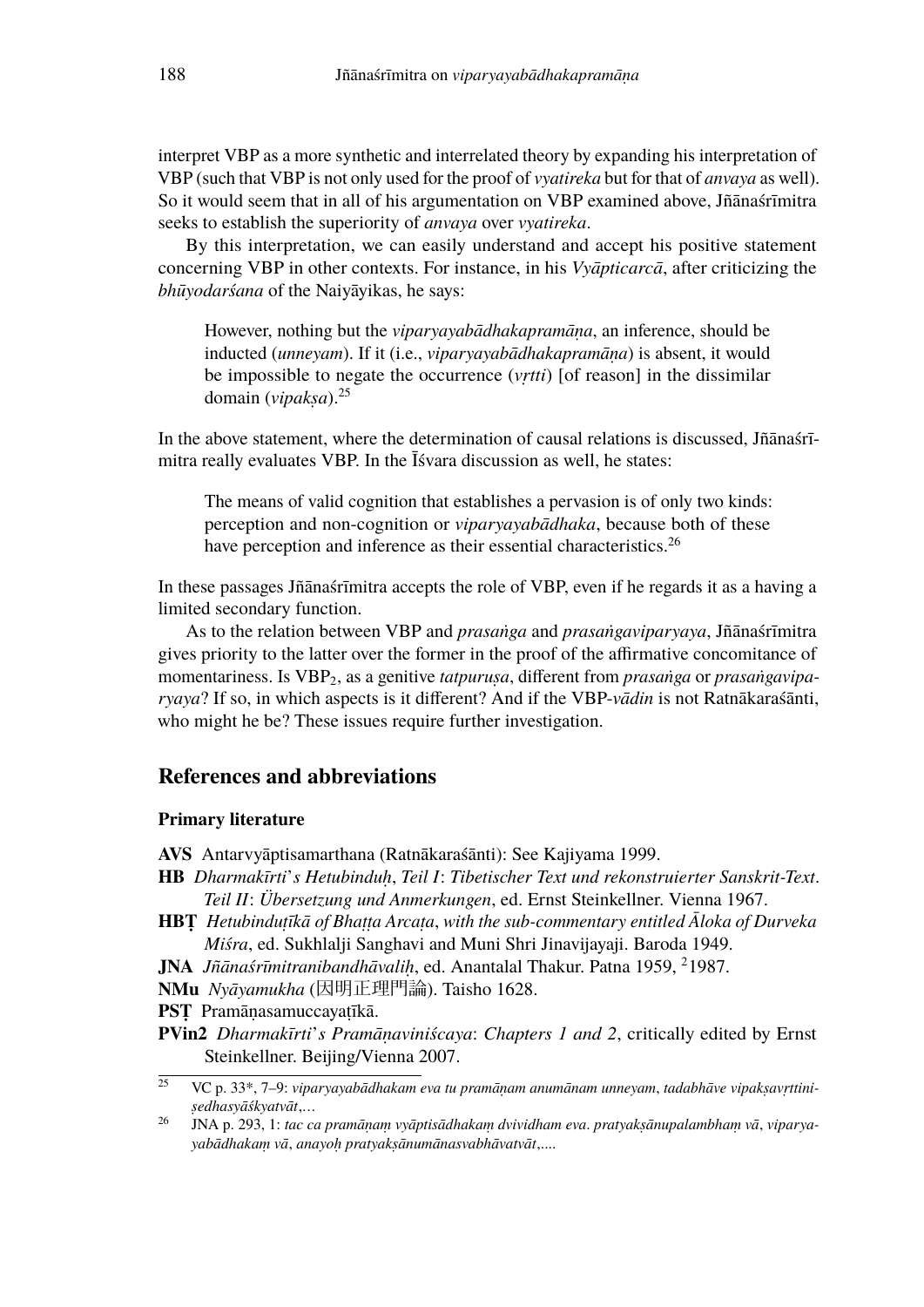interpret VBP as a more synthetic and interrelated theory by expanding his interpretation of VBP (such that VBP is not only used for the proof of *vyatireka* but for that of *anvaya* as well). So it would seem that in all of his argumentation on VBP examined above, Jñānaśrīmitra seeks to establish the superiority of *anvaya* over *vyatireka*.

By this interpretation, we can easily understand and accept his positive statement concerning VBP in other contexts. For instance, in his *Vyāpticarcā*, after criticizing the *bhūyodarśana* of the Naiyāyikas, he says:

> However, nothing but the *viparyayabādhakapramāṇa*, an inference, should be inducted (*unneyam*). If it (i.e., *viparyayabādhakapramāṇa*) is absent, it would be impossible to negate the occurrence (*vṛtti*) [of reason] in the dissimilar domain (*vipakṣa*).[25]

In the above statement, where the determination of causal relations is discussed, Jñānaśrīmitra really evaluates VBP. In the Īśvara discussion as well, he states:

> The means of valid cognition that establishes a pervasion is of only two kinds: perception and non-cognition or *viparyayabādhaka*, because both of these have perception and inference as their essential characteristics.[26]

In these passages Jñānaśrīmitra accepts the role of VBP, even if he regards it as a having a limited secondary function.

As to the relation between VBP and *prasaṅga* and *prasaṅgaviparyaya*, Jñānaśrīmitra gives priority to the latter over the former in the proof of the affirmative concomitance of momentariness. Is $\text{VBP}_2$, as a genitive *tatpuruṣa*, different from *prasaṅga* or *prasaṅgaviparyaya*? If so, in which aspects is it different? And if the VBP-*vādin* is not Ratnākaraśānti, who might he be? These issues require further investigation.

## References and abbreviations

### Primary literature

**AVS** Antarvyāptisamarthana (Ratnākaraśānti): See Kajiyama 1999.

**HB** *Dharmakīrti's Hetubinduḥ*, *Teil I*: *Tibetischer Text und rekonstruierter Sanskrit-Text*. *Teil II*: *Übersetzung und Anmerkungen*, ed. Ernst Steinkellner. Vienna 1967.

**HBṬ** *Hetubinduṭīkā of Bhaṭṭa Arcaṭa*, *with the sub-commentary entitled Āloka of Durveka Miśra*, ed. Sukhlalji Sanghavi and Muni Shri Jinavijayaji. Baroda 1949.

**JNA** *Jñānaśrīmitranibandhāvaliḥ*, ed. Anantalal Thakur. Patna 1959, ²1987.

**NMu** *Nyāyamukha* (因明正理門論). Taisho 1628.

**PSṬ** Pramāṇasamuccayaṭīkā.

**PVin2** *Dharmakīrti's Pramāṇaviniścaya*: *Chapters 1 and 2*, critically edited by Ernst Steinkellner. Beijing/Vienna 2007.

---

[25] VC p. 33*, 7–9: *viparyayabādhakam eva tu pramāṇam anumānam unneyam*, *tadabhāve vipakṣavṛttiniṣedhasyāśkyatvāt*,…

[26] JNA p. 293, 1: *tac ca pramāṇaṃ vyāptisādhakaṃ dvividham eva*. *pratyakṣānupalambhaṃ vā*, *viparyayabādhakaṃ vā*, *anayoḥ pratyakṣānumānasvabhāvatvāt*,....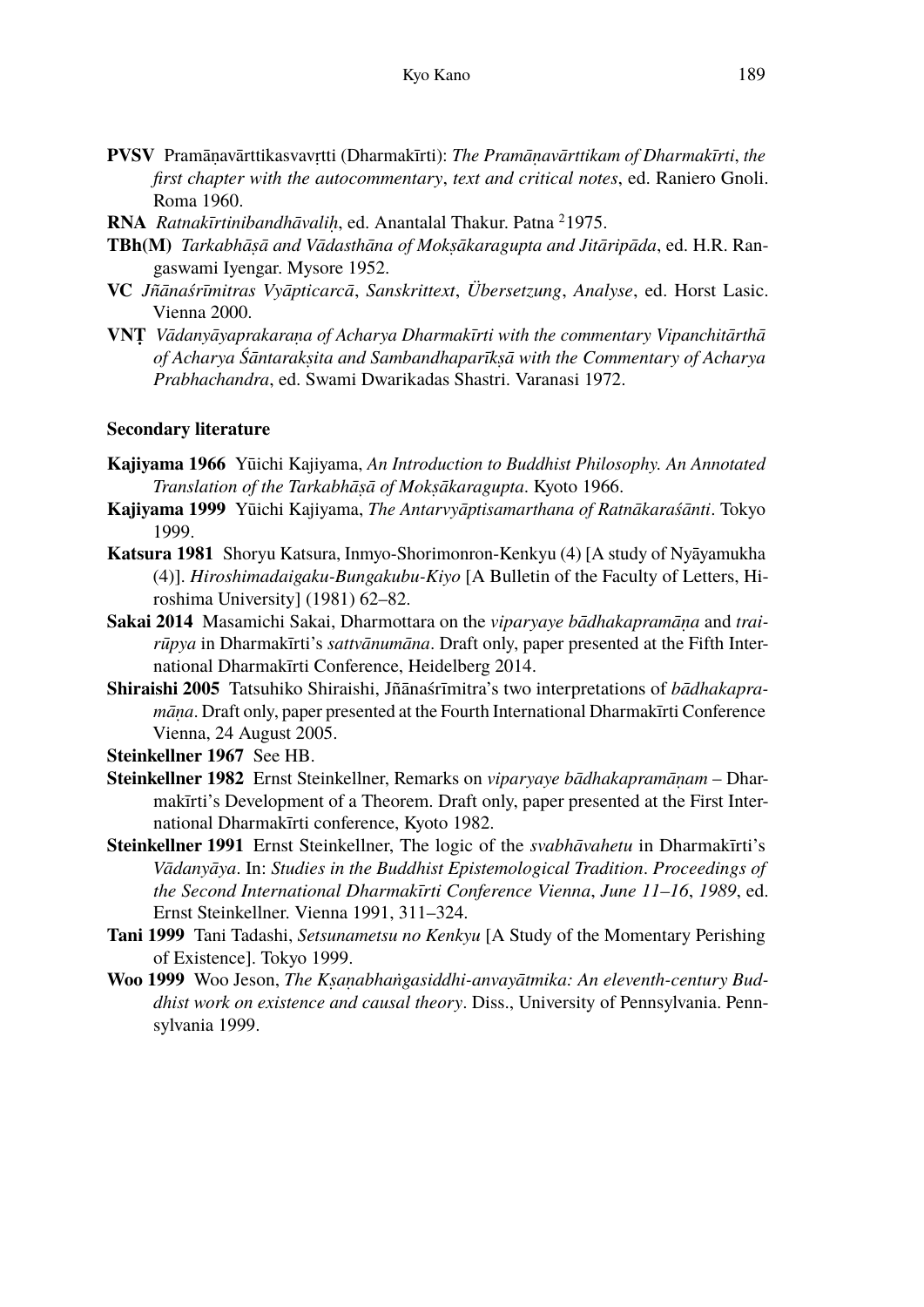**PVSV** Pramāṇavārttikasvavṛtti (Dharmakīrti): *The Pramāṇavārttikam of Dharmakīrti*, *the first chapter with the autocommentary*, *text and critical notes*, ed. Raniero Gnoli. Roma 1960.

**RNA** *Ratnakīrtinibandhāvaliḥ*, ed. Anantalal Thakur. Patna [2]1975.

**TBh(M)** *Tarkabhāṣā and Vādasthāna of Mokṣākaragupta and Jitāripāda*, ed. H.R. Rangaswami Iyengar. Mysore 1952.

**VC** *Jñānaśrīmitras Vyāpticarcā*, *Sanskrittext*, *Übersetzung*, *Analyse*, ed. Horst Lasic. Vienna 2000.

**VNṬ** *Vādanyāyaprakaraṇa of Acharya Dharmakīrti with the commentary Vipanchitārthā of Acharya Śāntarakṣita and Sambandhaparīkṣā with the Commentary of Acharya Prabhachandra*, ed. Swami Dwarikadas Shastri. Varanasi 1972.

### Secondary literature

**Kajiyama 1966** Yūichi Kajiyama, *An Introduction to Buddhist Philosophy. An Annotated Translation of the Tarkabhāṣā of Mokṣākaragupta*. Kyoto 1966.

**Kajiyama 1999** Yūichi Kajiyama, *The Antarvyāptisamarthana of Ratnākaraśānti*. Tokyo 1999.

**Katsura 1981** Shoryu Katsura, Inmyo-Shorimonron-Kenkyu (4) [A study of Nyāyamukha (4)]. *Hiroshimadaigaku-Bungakubu-Kiyo* [A Bulletin of the Faculty of Letters, Hiroshima University] (1981) 62–82.

**Sakai 2014** Masamichi Sakai, Dharmottara on the *viparyaye bādhakapramāṇa* and *trairūpya* in Dharmakīrti's *sattvānumāna*. Draft only, paper presented at the Fifth International Dharmakīrti Conference, Heidelberg 2014.

**Shiraishi 2005** Tatsuhiko Shiraishi, Jñānaśrīmitra's two interpretations of *bādhakapramāṇa*. Draft only, paper presented at the Fourth International Dharmakīrti Conference Vienna, 24 August 2005.

**Steinkellner 1967** See HB.

**Steinkellner 1982** Ernst Steinkellner, Remarks on *viparyaye bādhakapramāṇam* – Dharmakīrti's Development of a Theorem. Draft only, paper presented at the First International Dharmakīrti conference, Kyoto 1982.

**Steinkellner 1991** Ernst Steinkellner, The logic of the *svabhāvahetu* in Dharmakīrti's *Vādanyāya*. In: *Studies in the Buddhist Epistemological Tradition*. *Proceedings of the Second International Dharmakīrti Conference Vienna*, *June 11–16*, *1989*, ed. Ernst Steinkellner. Vienna 1991, 311–324.

**Tani 1999** Tani Tadashi, *Setsunametsu no Kenkyu* [A Study of the Momentary Perishing of Existence]. Tokyo 1999.

**Woo 1999** Woo Jeson, *The Kṣaṇabhaṅgasiddhi-anvayātmika: An eleventh-century Buddhist work on existence and causal theory*. Diss., University of Pennsylvania. Pennsylvania 1999.